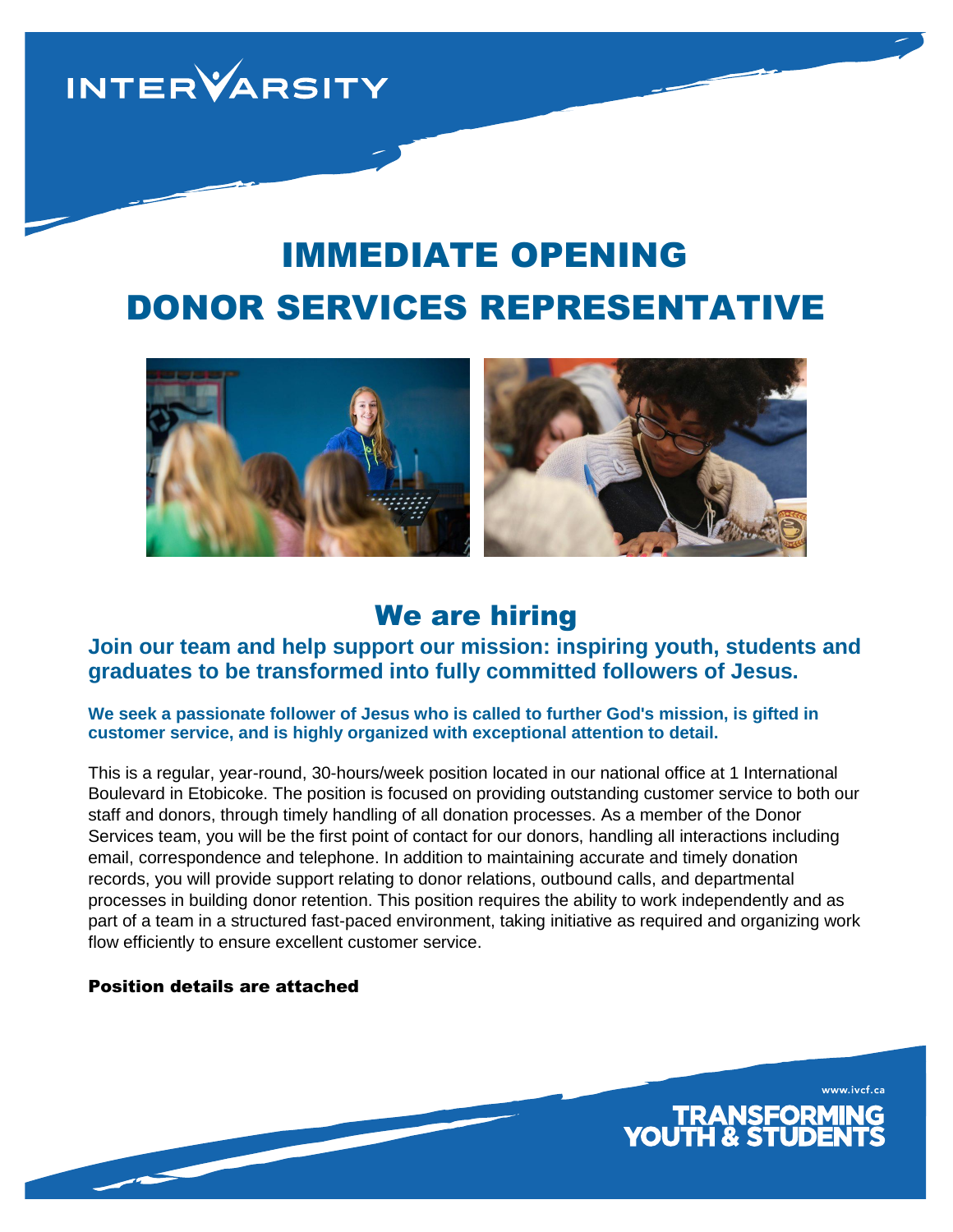INTERVARSITY

# IMMEDIATE OPENING

# DONOR SERVICES REPRESENTATIVE

## We are hiring

### Join our team and help support our mission: inspiring youth, students and graduates to be transformed into fully committed followers of Jesus.

**We seek a passionate follower of Jesus who is called to further God's mission, is gifted in customer service, and is highly organized with exceptional attention to detail.**

This is a regular, year-round, 30-hours/week position located in our national office at 1 International Boulevard in Etobicoke. The position is focused on providing outstanding customer service to both our staff and donors, through timely handling of all donation processes. As a member of the Donor Services team, you will be the first point of contact for our donors, handling all interactions including email, correspondence and telephone. In addition to maintaining accurate and timely donation records, you will provide support relating to donor relations, outbound calls, and departmental processes in building donor retention. This position requires the ability to work independently and as part of a team in a structured fast-paced environment, taking initiative as required and organizing work flow efficiently to ensure excellent customer service.

**Position details are attached**

www.ivcf.ca

TRANSFORMING YOUTH & STUDENTS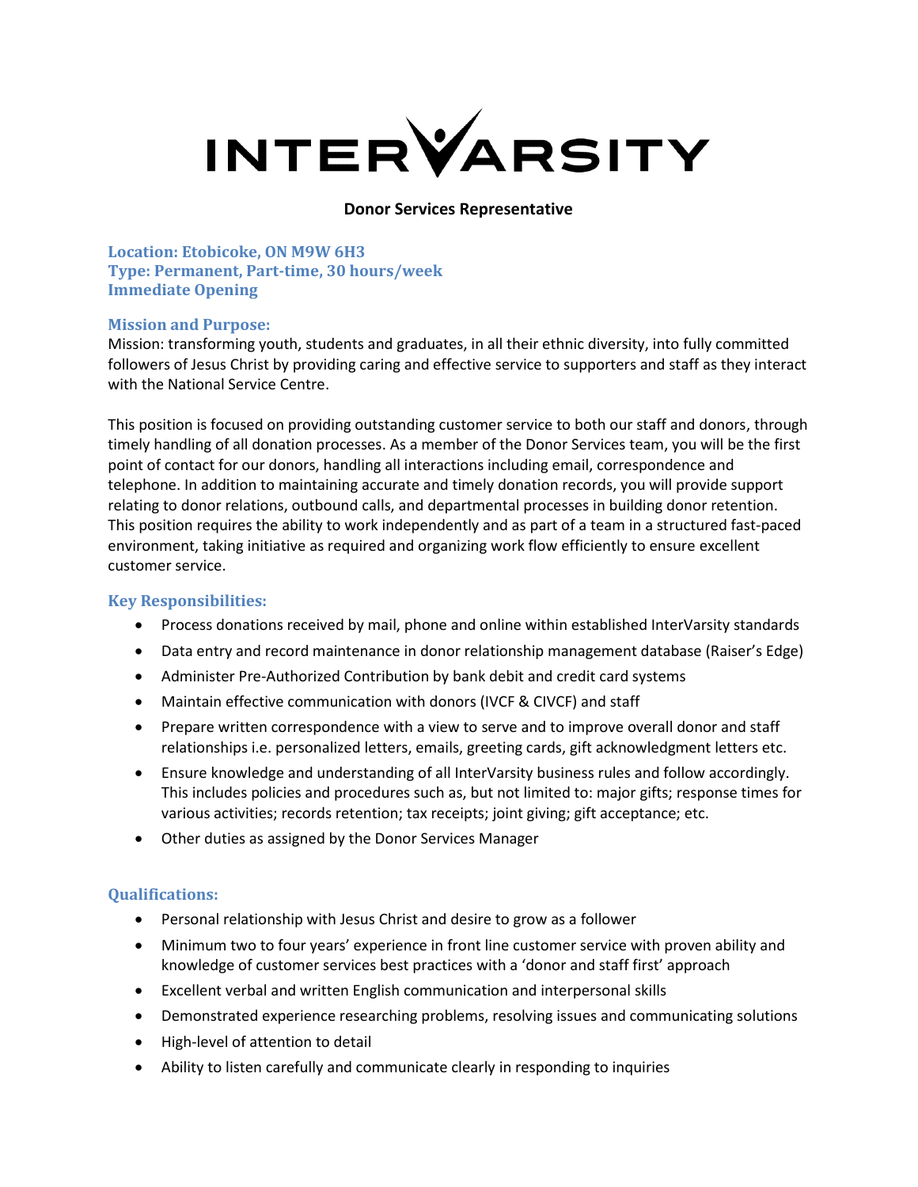# INTERVARSITY

**Donor Services Representative**

**Location: Etobicoke, ON M9W 6H3**
**Type: Permanent, Part-time, 30 hours/week**
**Immediate Opening**

### Mission and Purpose:

Mission: transforming youth, students and graduates, in all their ethnic diversity, into fully committed followers of Jesus Christ by providing caring and effective service to supporters and staff as they interact with the National Service Centre.

This position is focused on providing outstanding customer service to both our staff and donors, through timely handling of all donation processes. As a member of the Donor Services team, you will be the first point of contact for our donors, handling all interactions including email, correspondence and telephone. In addition to maintaining accurate and timely donation records, you will provide support relating to donor relations, outbound calls, and departmental processes in building donor retention. This position requires the ability to work independently and as part of a team in a structured fast-paced environment, taking initiative as required and organizing work flow efficiently to ensure excellent customer service.

### Key Responsibilities:

- Process donations received by mail, phone and online within established InterVarsity standards
- Data entry and record maintenance in donor relationship management database (Raiser's Edge)
- Administer Pre-Authorized Contribution by bank debit and credit card systems
- Maintain effective communication with donors (IVCF & CIVCF) and staff
- Prepare written correspondence with a view to serve and to improve overall donor and staff relationships i.e. personalized letters, emails, greeting cards, gift acknowledgment letters etc.
- Ensure knowledge and understanding of all InterVarsity business rules and follow accordingly. This includes policies and procedures such as, but not limited to: major gifts; response times for various activities; records retention; tax receipts; joint giving; gift acceptance; etc.
- Other duties as assigned by the Donor Services Manager

### Qualifications:

- Personal relationship with Jesus Christ and desire to grow as a follower
- Minimum two to four years' experience in front line customer service with proven ability and knowledge of customer services best practices with a 'donor and staff first' approach
- Excellent verbal and written English communication and interpersonal skills
- Demonstrated experience researching problems, resolving issues and communicating solutions
- High-level of attention to detail
- Ability to listen carefully and communicate clearly in responding to inquiries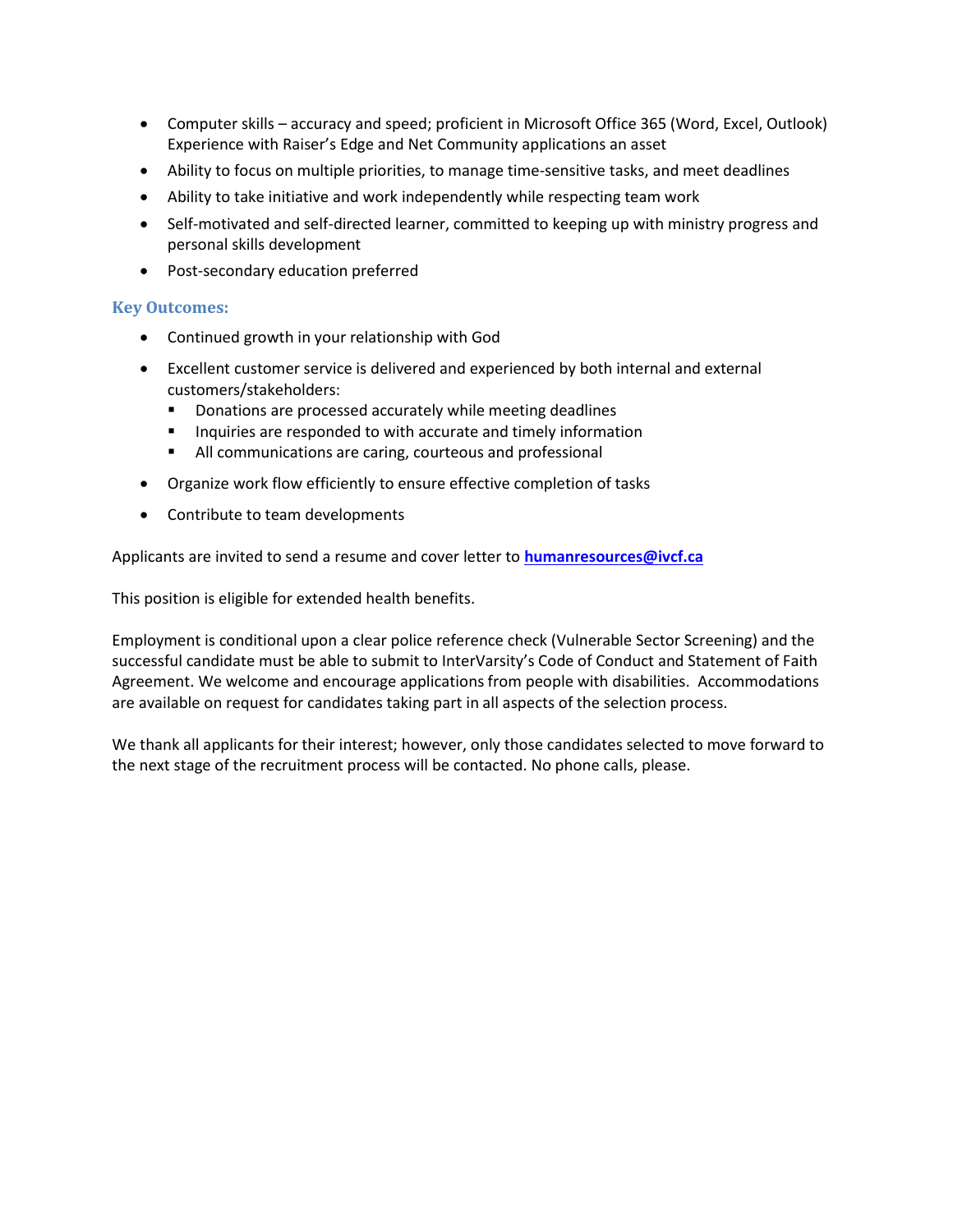- Computer skills – accuracy and speed; proficient in Microsoft Office 365 (Word, Excel, Outlook) Experience with Raiser's Edge and Net Community applications an asset
- Ability to focus on multiple priorities, to manage time-sensitive tasks, and meet deadlines
- Ability to take initiative and work independently while respecting team work
- Self-motivated and self-directed learner, committed to keeping up with ministry progress and personal skills development
- Post-secondary education preferred

### Key Outcomes:

- Continued growth in your relationship with God
- Excellent customer service is delivered and experienced by both internal and external customers/stakeholders:
    - Donations are processed accurately while meeting deadlines
    - Inquiries are responded to with accurate and timely information
    - All communications are caring, courteous and professional
- Organize work flow efficiently to ensure effective completion of tasks
- Contribute to team developments

Applicants are invited to send a resume and cover letter to **humanresources@ivcf.ca**

This position is eligible for extended health benefits.

Employment is conditional upon a clear police reference check (Vulnerable Sector Screening) and the successful candidate must be able to submit to InterVarsity's Code of Conduct and Statement of Faith Agreement. We welcome and encourage applications from people with disabilities. Accommodations are available on request for candidates taking part in all aspects of the selection process.

We thank all applicants for their interest; however, only those candidates selected to move forward to the next stage of the recruitment process will be contacted. No phone calls, please.